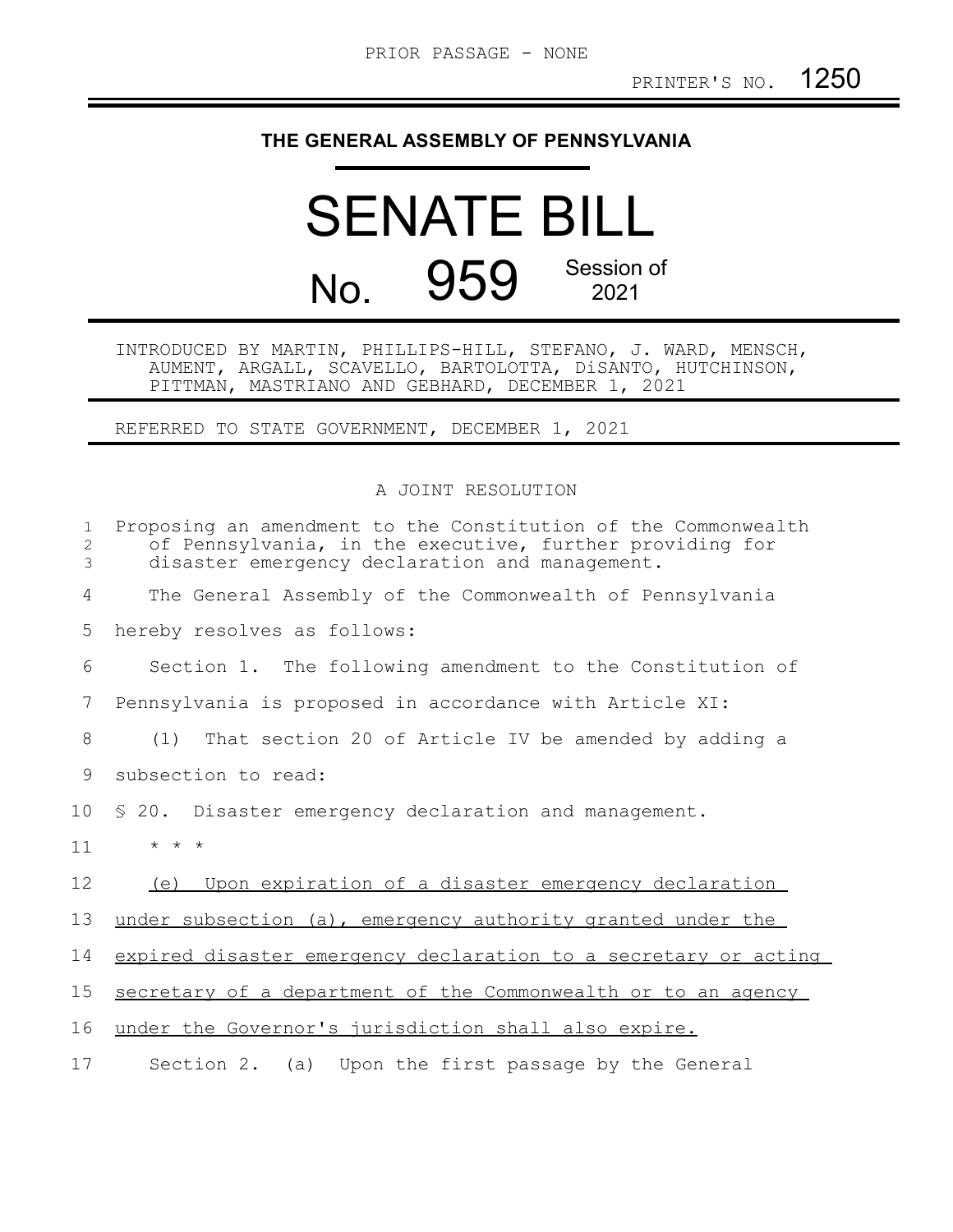PRIOR PASSAGE - NONE

PRINTER'S NO. 1250

# THE GENERAL ASSEMBLY OF PENNSYLVANIA

# SENATE BILL

# No. 959 Session of 2021

INTRODUCED BY MARTIN, PHILLIPS-HILL, STEFANO, J. WARD, MENSCH, AUMENT, ARGALL, SCAVELLO, BARTOLOTTA, DiSANTO, HUTCHINSON, PITTMAN, MASTRIANO AND GEBHARD, DECEMBER 1, 2021

REFERRED TO STATE GOVERNMENT, DECEMBER 1, 2021

## A JOINT RESOLUTION

Proposing an amendment to the Constitution of the Commonwealth of Pennsylvania, in the executive, further providing for disaster emergency declaration and management.

The General Assembly of the Commonwealth of Pennsylvania hereby resolves as follows:

Section 1. The following amendment to the Constitution of Pennsylvania is proposed in accordance with Article XI:

(1) That section 20 of Article IV be amended by adding a subsection to read:

§ 20. Disaster emergency declaration and management.

\* \* \*

<u>(e) Upon expiration of a disaster emergency declaration under subsection (a), emergency authority granted under the expired disaster emergency declaration to a secretary or acting secretary of a department of the Commonwealth or to an agency under the Governor's jurisdiction shall also expire.</u>

Section 2. (a) Upon the first passage by the General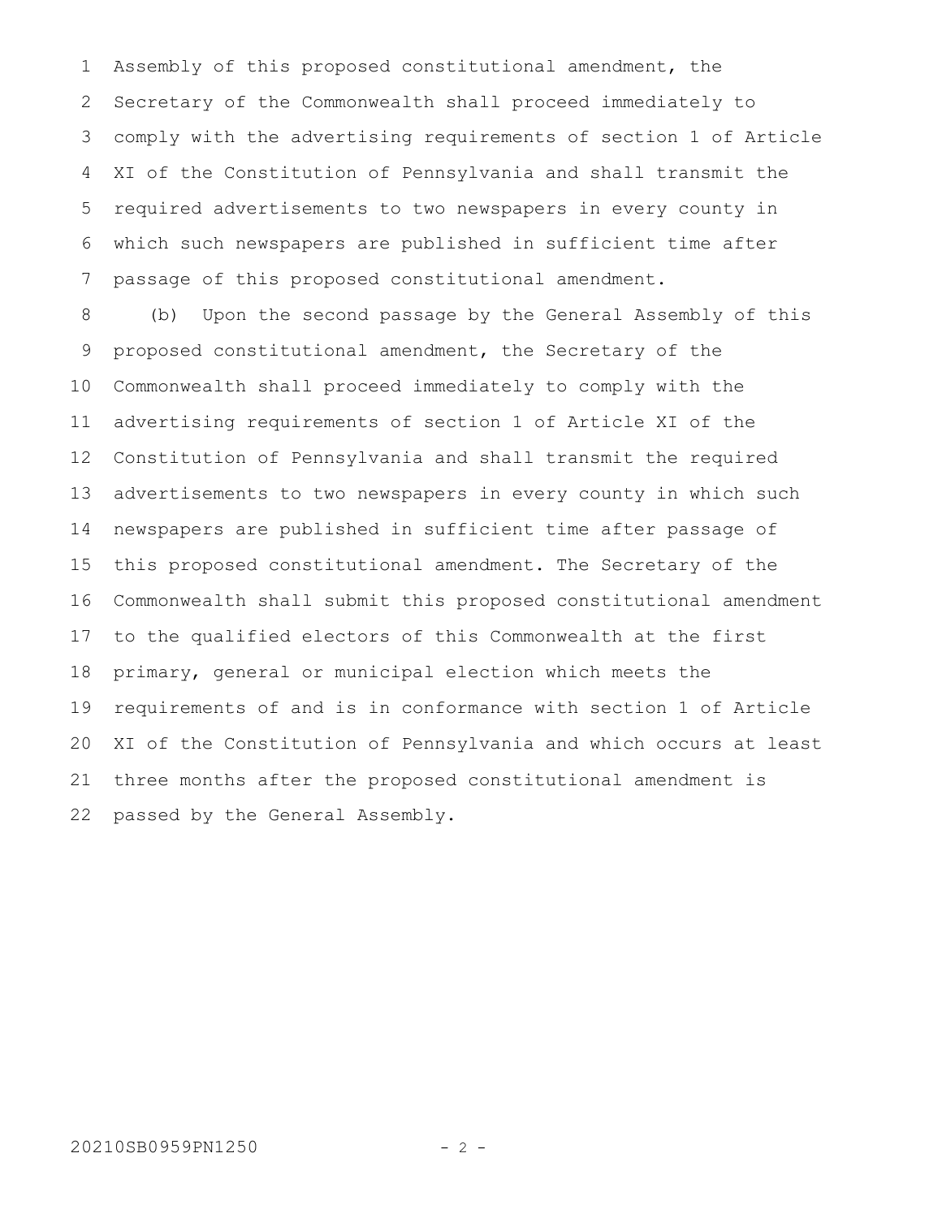Assembly of this proposed constitutional amendment, the Secretary of the Commonwealth shall proceed immediately to comply with the advertising requirements of section 1 of Article XI of the Constitution of Pennsylvania and shall transmit the required advertisements to two newspapers in every county in which such newspapers are published in sufficient time after passage of this proposed constitutional amendment.

(b) Upon the second passage by the General Assembly of this proposed constitutional amendment, the Secretary of the Commonwealth shall proceed immediately to comply with the advertising requirements of section 1 of Article XI of the Constitution of Pennsylvania and shall transmit the required advertisements to two newspapers in every county in which such newspapers are published in sufficient time after passage of this proposed constitutional amendment. The Secretary of the Commonwealth shall submit this proposed constitutional amendment to the qualified electors of this Commonwealth at the first primary, general or municipal election which meets the requirements of and is in conformance with section 1 of Article XI of the Constitution of Pennsylvania and which occurs at least three months after the proposed constitutional amendment is passed by the General Assembly.